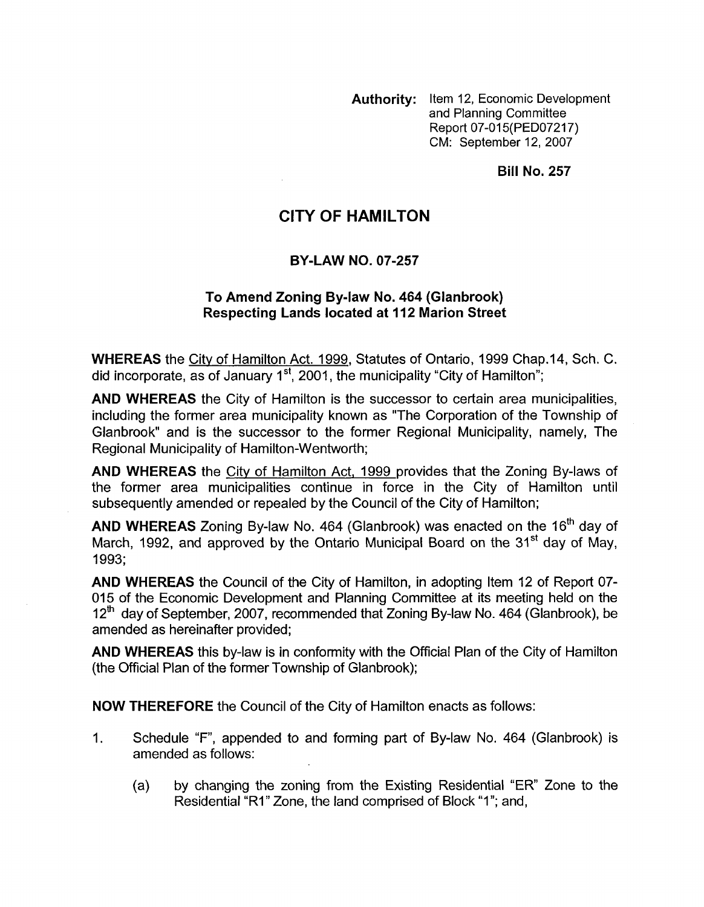**Authority:** Item 12, Economic Development and Planning Committee Report 07-015(PED07217) CM: September 12, 2007

**Bill No. 257**

# CITY OF HAMILTON

## BY-LAW NO. 07-257

### To Amend Zoning By-law No. 464 (Glanbrook) Respecting Lands located at 112 Marion Street

**WHEREAS** the City of Hamilton Act, 1999, Statutes of Ontario, 1999 Chap.14, Sch. C. did incorporate, as of January 1st, 2001, the municipality "City of Hamilton";

**AND WHEREAS** the City of Hamilton is the successor to certain area municipalities, including the former area municipality known as "The Corporation of the Township of Glanbrook" and is the successor to the former Regional Municipality, namely, The Regional Municipality of Hamilton-Wentworth;

**AND WHEREAS** the City of Hamilton Act, 1999 provides that the Zoning By-laws of the former area municipalities continue in force in the City of Hamilton until subsequently amended or repealed by the Council of the City of Hamilton;

**AND WHEREAS** Zoning By-law No. 464 (Glanbrook) was enacted on the 16th day of March, 1992, and approved by the Ontario Municipal Board on the 31st day of May, 1993;

**AND WHEREAS** the Council of the City of Hamilton, in adopting Item 12 of Report 07-015 of the Economic Development and Planning Committee at its meeting held on the 12th day of September, 2007, recommended that Zoning By-law No. 464 (Glanbrook), be amended as hereinafter provided;

**AND WHEREAS** this by-law is in conformity with the Official Plan of the City of Hamilton (the Official Plan of the former Township of Glanbrook);

**NOW THEREFORE** the Council of the City of Hamilton enacts as follows:

1. Schedule "F", appended to and forming part of By-law No. 464 (Glanbrook) is amended as follows:

   (a) by changing the zoning from the Existing Residential "ER" Zone to the Residential "R1" Zone, the land comprised of Block "1"; and,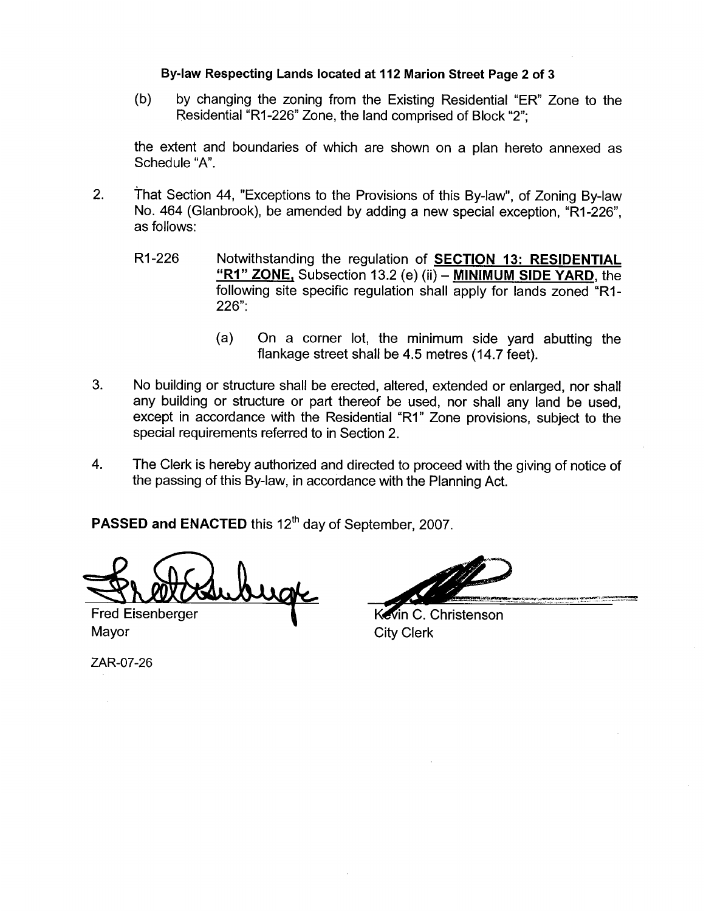(b) by changing the zoning from the Existing Residential "ER" Zone to the Residential "R1-226" Zone, the land comprised of Block "2";

the extent and boundaries of which are shown on a plan hereto annexed as Schedule "A".

2. That Section 44, "Exceptions to the Provisions of this By-law", of Zoning By-law No. 464 (Glanbrook), be amended by adding a new special exception, "R1-226", as follows:

   R1-226 Notwithstanding the regulation of **SECTION 13: RESIDENTIAL "R1" ZONE,** Subsection 13.2 (e) (ii) – **MINIMUM SIDE YARD**, the following site specific regulation shall apply for lands zoned "R1-226":

   (a) On a corner lot, the minimum side yard abutting the flankage street shall be 4.5 metres (14.7 feet).

3. No building or structure shall be erected, altered, extended or enlarged, nor shall any building or structure or part thereof be used, nor shall any land be used, except in accordance with the Residential "R1" Zone provisions, subject to the special requirements referred to in Section 2.

4. The Clerk is hereby authorized and directed to proceed with the giving of notice of the passing of this By-law, in accordance with the Planning Act.

**PASSED and ENACTED** this 12th day of September, 2007.

Fred Eisenberger
Mayor

Kevin C. Christenson
City Clerk

ZAR-07-26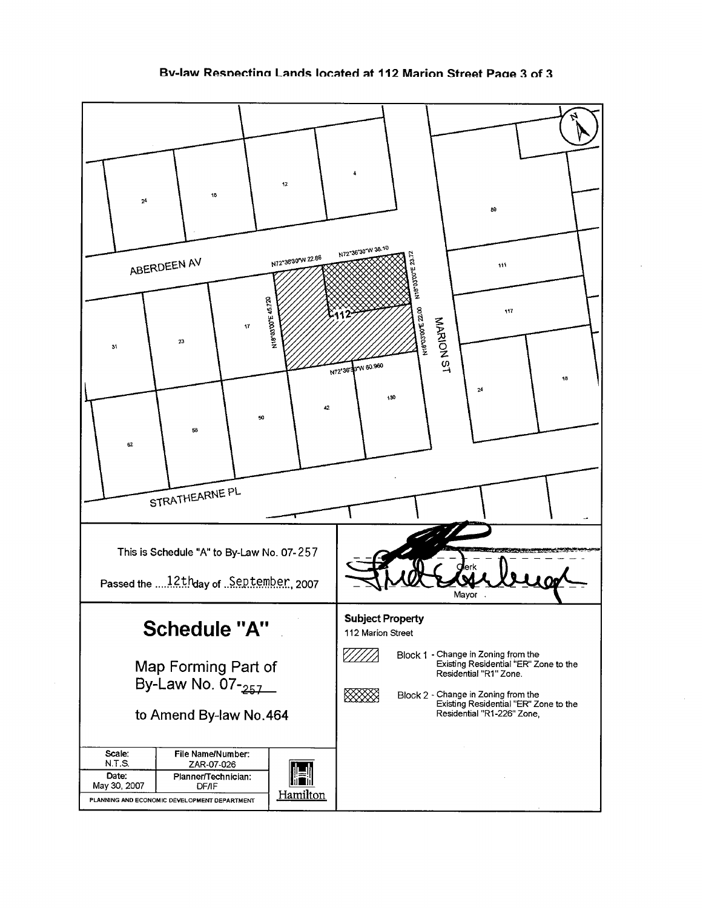# By-law Respecting Lands located at 112 Marion Street Page 3 of 3

ABERDEEN AV

MARION ST

STRATHEARNE PL

N72°36'30"W 22.86

N72°36'30"W 38.10

N18°03'00"E 23.72

N18°03'00"E 45.720

N18°03'00"E 22.00

N72°36'30"W 60.960

112

24 18 12 4 89 111 117 31 23 17 62 58 50 42 130 24 18

This is Schedule "A" to By-Law No. 07-257

Passed the ....12th day of ..September, 2007

Clerk

Mayor

## Schedule "A"

Map Forming Part of
By-Law No. 07-257

to Amend By-law No.464

| | | |
|---|---|---|
| Scale: N.T.S. | File Name/Number: ZAR-07-026 | Hamilton |
| Date: May 30, 2007 | Planner/Technician: DF/IF | |
| PLANNING AND ECONOMIC DEVELOPMENT DEPARTMENT | | |

**Subject Property**

112 Marion Street

Block 1 - Change in Zoning from the Existing Residential "ER" Zone to the Residential "R1" Zone.

Block 2 - Change in Zoning from the Existing Residential "ER" Zone to the Residential "R1-226" Zone,